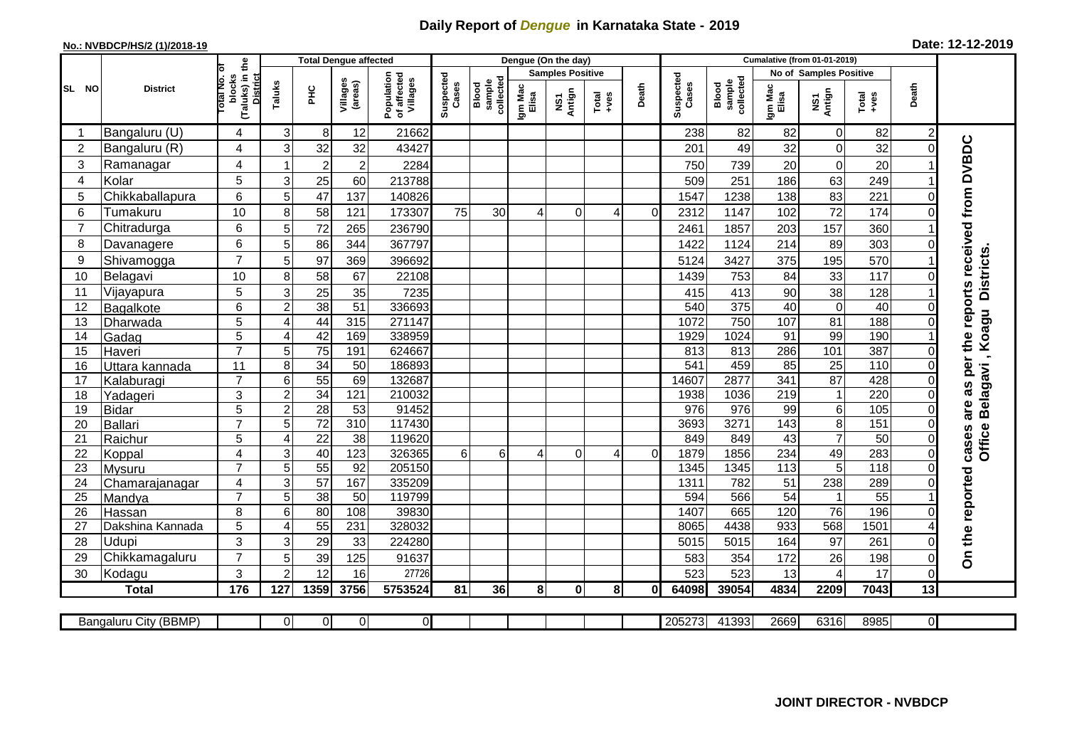# Daily Report of *Dengue* in Karnataka State - 2019

**No.: NVBDCP/HS/2 (1)/2018-19**

**Date: 12-12-2019**

| SL NO | District | Total No. of blocks (Taluks) in the District | Total Dengue affected | | | | Dengue (On the day) | | | | | | | Cumalative (from 01-01-2019) | | | | | | | |
|---|---|---|---|---|---|---|---|---|---|---|---|---|---|---|---|---|---|---|---|---|
| | | | Taluks | PHC | Villages (areas) | Population of affected Villages | Suspected Cases | Blood sample collected | Samples Positive | | | Death | Suspected Cases | Blood sample collected | No of Samples Positive | | | Death | |
| | | | | | | | | | Igm Mac Elisa | NS1 Antign | Total +ves | | | | Igm Mac Elisa | NS1 Antign | Total +ves | | |
| 1 | Bangaluru (U) | 4 | 3 | 8 | 12 | 21662 | | | | | | | 238 | 82 | 82 | 0 | 82 | 2 | On the reported cases are as per the reports received from DVBDC Office Belagavi , Koagu Districts. |
| 2 | Bangaluru (R) | 4 | 3 | 32 | 32 | 43427 | | | | | | | 201 | 49 | 32 | 0 | 32 | 0 | |
| 3 | Ramanagar | 4 | 1 | 2 | 2 | 2284 | | | | | | | 750 | 739 | 20 | 0 | 20 | 1 | |
| 4 | Kolar | 5 | 3 | 25 | 60 | 213788 | | | | | | | 509 | 251 | 186 | 63 | 249 | 1 | |
| 5 | Chikkaballapura | 6 | 5 | 47 | 137 | 140826 | | | | | | | 1547 | 1238 | 138 | 83 | 221 | 0 | |
| 6 | Tumakuru | 10 | 8 | 58 | 121 | 173307 | 75 | 30 | 4 | 0 | 4 | 0 | 2312 | 1147 | 102 | 72 | 174 | 0 | |
| 7 | Chitradurga | 6 | 5 | 72 | 265 | 236790 | | | | | | | 2461 | 1857 | 203 | 157 | 360 | 1 | |
| 8 | Davanagere | 6 | 5 | 86 | 344 | 367797 | | | | | | | 1422 | 1124 | 214 | 89 | 303 | 0 | |
| 9 | Shivamogga | 7 | 5 | 97 | 369 | 396692 | | | | | | | 5124 | 3427 | 375 | 195 | 570 | 1 | |
| 10 | Belagavi | 10 | 8 | 58 | 67 | 22108 | | | | | | | 1439 | 753 | 84 | 33 | 117 | 0 | |
| 11 | Vijayapura | 5 | 3 | 25 | 35 | 7235 | | | | | | | 415 | 413 | 90 | 38 | 128 | 1 | |
| 12 | Bagalkote | 6 | 2 | 38 | 51 | 336693 | | | | | | | 540 | 375 | 40 | 0 | 40 | 0 | |
| 13 | Dharwada | 5 | 4 | 44 | 315 | 271147 | | | | | | | 1072 | 750 | 107 | 81 | 188 | 0 | |
| 14 | Gadag | 5 | 4 | 42 | 169 | 338959 | | | | | | | 1929 | 1024 | 91 | 99 | 190 | 1 | |
| 15 | Haveri | 7 | 5 | 75 | 191 | 624667 | | | | | | | 813 | 813 | 286 | 101 | 387 | 0 | |
| 16 | Uttara kannada | 11 | 8 | 34 | 50 | 186893 | | | | | | | 541 | 459 | 85 | 25 | 110 | 0 | |
| 17 | Kalaburagi | 7 | 6 | 55 | 69 | 132687 | | | | | | | 14607 | 2877 | 341 | 87 | 428 | 0 | |
| 18 | Yadageri | 3 | 2 | 34 | 121 | 210032 | | | | | | | 1938 | 1036 | 219 | 1 | 220 | 0 | |
| 19 | Bidar | 5 | 2 | 28 | 53 | 91452 | | | | | | | 976 | 976 | 99 | 6 | 105 | 0 | |
| 20 | Ballari | 7 | 5 | 72 | 310 | 117430 | | | | | | | 3693 | 3271 | 143 | 8 | 151 | 0 | |
| 21 | Raichur | 5 | 4 | 22 | 38 | 119620 | | | | | | | 849 | 849 | 43 | 7 | 50 | 0 | |
| 22 | Koppal | 4 | 3 | 40 | 123 | 326365 | 6 | 6 | 4 | 0 | 4 | 0 | 1879 | 1856 | 234 | 49 | 283 | 0 | |
| 23 | Mysuru | 7 | 5 | 55 | 92 | 205150 | | | | | | | 1345 | 1345 | 113 | 5 | 118 | 0 | |
| 24 | Chamarajanagar | 4 | 3 | 57 | 167 | 335209 | | | | | | | 1311 | 782 | 51 | 238 | 289 | 0 | |
| 25 | Mandya | 7 | 5 | 38 | 50 | 119799 | | | | | | | 594 | 566 | 54 | 1 | 55 | 1 | |
| 26 | Hassan | 8 | 6 | 80 | 108 | 39830 | | | | | | | 1407 | 665 | 120 | 76 | 196 | 0 | |
| 27 | Dakshina Kannada | 5 | 4 | 55 | 231 | 328032 | | | | | | | 8065 | 4438 | 933 | 568 | 1501 | 4 | |
| 28 | Udupi | 3 | 3 | 29 | 33 | 224280 | | | | | | | 5015 | 5015 | 164 | 97 | 261 | 0 | |
| 29 | Chikkamagaluru | 7 | 5 | 39 | 125 | 91637 | | | | | | | 583 | 354 | 172 | 26 | 198 | 0 | |
| 30 | Kodagu | 3 | 2 | 12 | 16 | 27726 | | | | | | | 523 | 523 | 13 | 4 | 17 | 0 | |
| | **Total** | **176** | **127** | **1359** | **3756** | **5753524** | **81** | **36** | **8** | **0** | **8** | **0** | **64098** | **39054** | **4834** | **2209** | **7043** | **13** | |

| Bangaluru City (BBMP) | | 0 | 0 | 0 | 0 | | | | | | | 205273 | 41393 | 2669 | 6316 | 8985 | 0 |
|---|---|---|---|---|---|---|---|---|---|---|---|---|---|---|---|---|---|

**JOINT DIRECTOR - NVBDCP**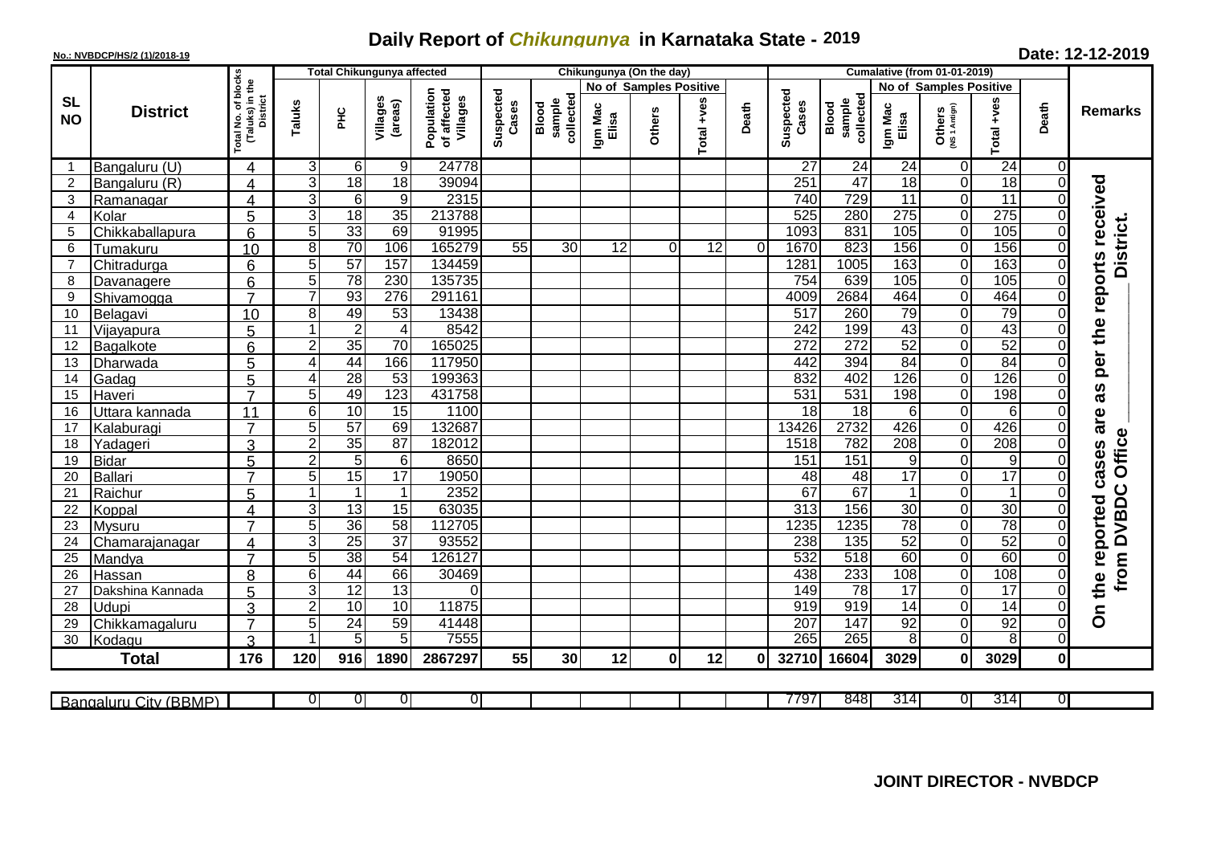# Daily Report of *Chikungunya* in Karnataka State - 2019

**No.: NVBDCP/HS/2 (1)/2018-19**

**Date: 12-12-2019**

| SL NO | District | Total No. of blocks (Taluks) in the District | Total Chikungunya affected | | | | Chikungunya (On the day) | | | | | | | Cumalative (from 01-01-2019) | | | | | | | Remarks |
|---|---|---|---|---|---|---|---|---|---|---|---|---|---|---|---|---|---|---|---|---|---|
| | | | Taluks | PHC | Villages (areas) | Population of affected Villages | Suspected Cases | Blood sample collected | No of Samples Positive | | | Death | | Suspected Cases | Blood sample collected | No of Samples Positive | | | Death | | |
| | | | | | | | | | Igm Mac Elisa | Others | Total +ves | | | | | Igm Mac Elisa | Others (NS 1 Antign) | Total +ves | | | |
| 1 | Bangaluru (U) | 4 | 3 | 6 | 9 | 24778 | | | | | | | | 27 | 24 | 24 | 0 | 24 | 0 | | On the reported cases are as per the reports received from DVBDC Office ______ District. |
| 2 | Bangaluru (R) | 4 | 3 | 18 | 18 | 39094 | | | | | | | | 251 | 47 | 18 | 0 | 18 | 0 | | |
| 3 | Ramanagar | 4 | 3 | 6 | 9 | 2315 | | | | | | | | 740 | 729 | 11 | 0 | 11 | 0 | | |
| 4 | Kolar | 5 | 3 | 18 | 35 | 213788 | | | | | | | | 525 | 280 | 275 | 0 | 275 | 0 | | |
| 5 | Chikkaballapura | 6 | 5 | 33 | 69 | 91995 | | | | | | | | 1093 | 831 | 105 | 0 | 105 | 0 | | |
| 6 | Tumakuru | 10 | 8 | 70 | 106 | 165279 | 55 | 30 | 12 | 0 | 12 | 0 | | 1670 | 823 | 156 | 0 | 156 | 0 | | |
| 7 | Chitradurga | 6 | 5 | 57 | 157 | 134459 | | | | | | | | 1281 | 1005 | 163 | 0 | 163 | 0 | | |
| 8 | Davanagere | 6 | 5 | 78 | 230 | 135735 | | | | | | | | 754 | 639 | 105 | 0 | 105 | 0 | | |
| 9 | Shivamogga | 7 | 7 | 93 | 276 | 291161 | | | | | | | | 4009 | 2684 | 464 | 0 | 464 | 0 | | |
| 10 | Belagavi | 10 | 8 | 49 | 53 | 13438 | | | | | | | | 517 | 260 | 79 | 0 | 79 | 0 | | |
| 11 | Vijayapura | 5 | 1 | 2 | 4 | 8542 | | | | | | | | 242 | 199 | 43 | 0 | 43 | 0 | | |
| 12 | Bagalkote | 6 | 2 | 35 | 70 | 165025 | | | | | | | | 272 | 272 | 52 | 0 | 52 | 0 | | |
| 13 | Dharwada | 5 | 4 | 44 | 166 | 117950 | | | | | | | | 442 | 394 | 84 | 0 | 84 | 0 | | |
| 14 | Gadag | 5 | 4 | 28 | 53 | 199363 | | | | | | | | 832 | 402 | 126 | 0 | 126 | 0 | | |
| 15 | Haveri | 7 | 5 | 49 | 123 | 431758 | | | | | | | | 531 | 531 | 198 | 0 | 198 | 0 | | |
| 16 | Uttara kannada | 11 | 6 | 10 | 15 | 1100 | | | | | | | | 18 | 18 | 6 | 0 | 6 | 0 | | |
| 17 | Kalaburagi | 7 | 5 | 57 | 69 | 132687 | | | | | | | | 13426 | 2732 | 426 | 0 | 426 | 0 | | |
| 18 | Yadageri | 3 | 2 | 35 | 87 | 182012 | | | | | | | | 1518 | 782 | 208 | 0 | 208 | 0 | | |
| 19 | Bidar | 5 | 2 | 5 | 6 | 8650 | | | | | | | | 151 | 151 | 9 | 0 | 9 | 0 | | |
| 20 | Ballari | 7 | 5 | 15 | 17 | 19050 | | | | | | | | 48 | 48 | 17 | 0 | 17 | 0 | | |
| 21 | Raichur | 5 | 1 | 1 | 1 | 2352 | | | | | | | | 67 | 67 | 1 | 0 | 1 | 0 | | |
| 22 | Koppal | 4 | 3 | 13 | 15 | 63035 | | | | | | | | 313 | 156 | 30 | 0 | 30 | 0 | | |
| 23 | Mysuru | 7 | 5 | 36 | 58 | 112705 | | | | | | | | 1235 | 1235 | 78 | 0 | 78 | 0 | | |
| 24 | Chamarajanagar | 4 | 3 | 25 | 37 | 93552 | | | | | | | | 238 | 135 | 52 | 0 | 52 | 0 | | |
| 25 | Mandya | 7 | 5 | 38 | 54 | 126127 | | | | | | | | 532 | 518 | 60 | 0 | 60 | 0 | | |
| 26 | Hassan | 8 | 6 | 44 | 66 | 30469 | | | | | | | | 438 | 233 | 108 | 0 | 108 | 0 | | |
| 27 | Dakshina Kannada | 5 | 3 | 12 | 13 | 0 | | | | | | | | 149 | 78 | 17 | 0 | 17 | 0 | | |
| 28 | Udupi | 3 | 2 | 10 | 10 | 11875 | | | | | | | | 919 | 919 | 14 | 0 | 14 | 0 | | |
| 29 | Chikkamagaluru | 7 | 5 | 24 | 59 | 41448 | | | | | | | | 207 | 147 | 92 | 0 | 92 | 0 | | |
| 30 | Kodagu | 3 | 1 | 5 | 5 | 7555 | | | | | | | | 265 | 265 | 8 | 0 | 8 | 0 | | |
| | **Total** | **176** | **120** | **916** | **1890** | **2867297** | **55** | **30** | **12** | **0** | **12** | **0** | | **32710** | **16604** | **3029** | **0** | **3029** | **0** | | |

| Bangaluru City (BBMP) | | 0 | 0 | 0 | 0 | | | | | | | 7797 | 848 | 314 | 0 | 314 | 0 | |
|---|---|---|---|---|---|---|---|---|---|---|---|---|---|---|---|---|---|---|

**JOINT DIRECTOR - NVBDCP**